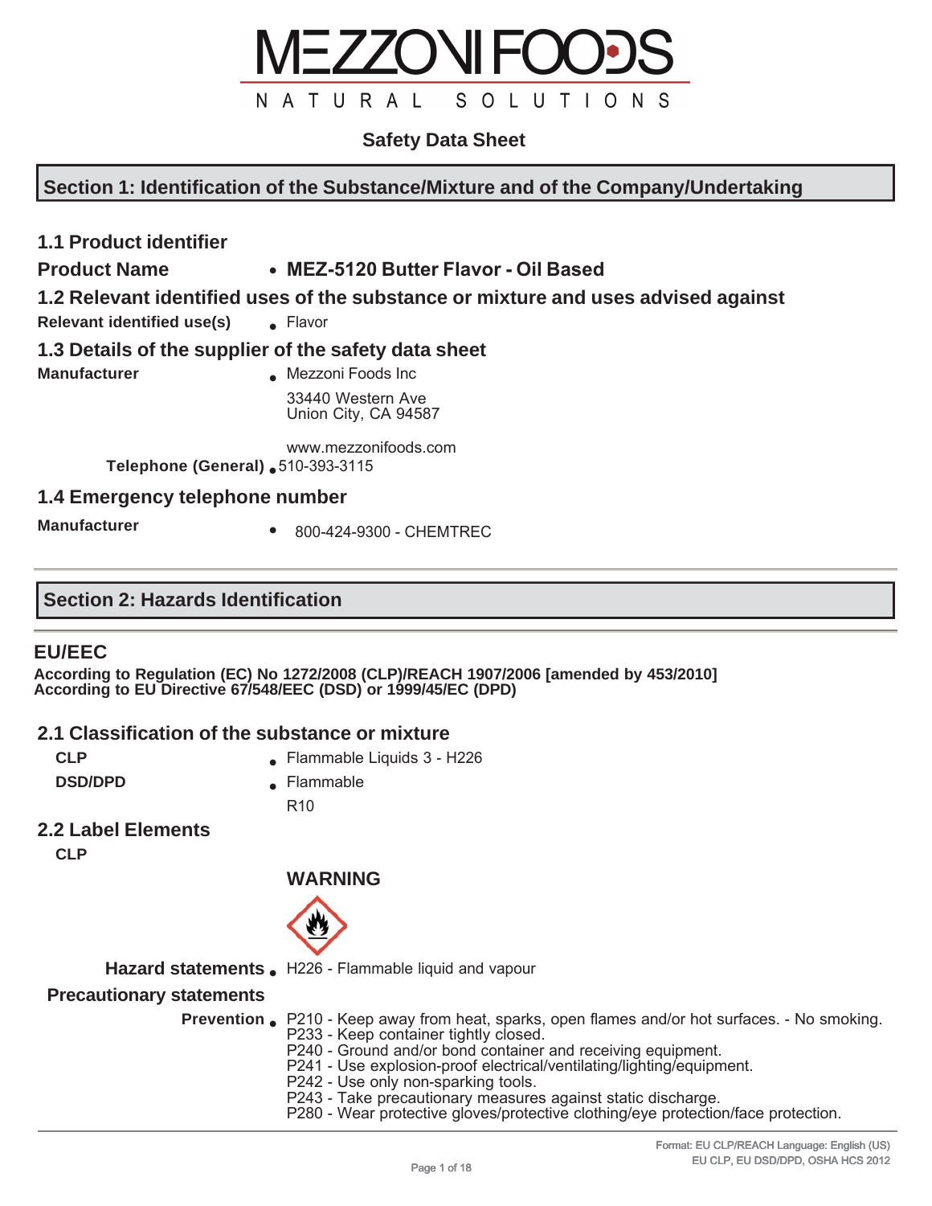MEZZONI FOODS

NATURAL SOLUTIONS

## Safety Data Sheet

## Section 1: Identification of the Substance/Mixture and of the Company/Undertaking

### 1.1 Product identifier

**Product Name** • **MEZ-5120 Butter Flavor - Oil Based**

### 1.2 Relevant identified uses of the substance or mixture and uses advised against

**Relevant identified use(s)** • Flavor

### 1.3 Details of the supplier of the safety data sheet

**Manufacturer** • Mezzoni Foods Inc

33440 Western Ave
Union City, CA 94587

www.mezzonifoods.com

**Telephone (General)** • 510-393-3115

### 1.4 Emergency telephone number

**Manufacturer** • 800-424-9300 - CHEMTREC

## Section 2: Hazards Identification

### EU/EEC

**According to Regulation (EC) No 1272/2008 (CLP)/REACH 1907/2006 [amended by 453/2010]**
**According to EU Directive 67/548/EEC (DSD) or 1999/45/EC (DPD)**

### 2.1 Classification of the substance or mixture

**CLP** • Flammable Liquids 3 - H226

**DSD/DPD** • Flammable

R10

### 2.2 Label Elements

**CLP**

**WARNING**

**Hazard statements** • H226 - Flammable liquid and vapour

**Precautionary statements**

**Prevention** • P210 - Keep away from heat, sparks, open flames and/or hot surfaces. - No smoking.
P233 - Keep container tightly closed.
P240 - Ground and/or bond container and receiving equipment.
P241 - Use explosion-proof electrical/ventilating/lighting/equipment.
P242 - Use only non-sparking tools.
P243 - Take precautionary measures against static discharge.
P280 - Wear protective gloves/protective clothing/eye protection/face protection.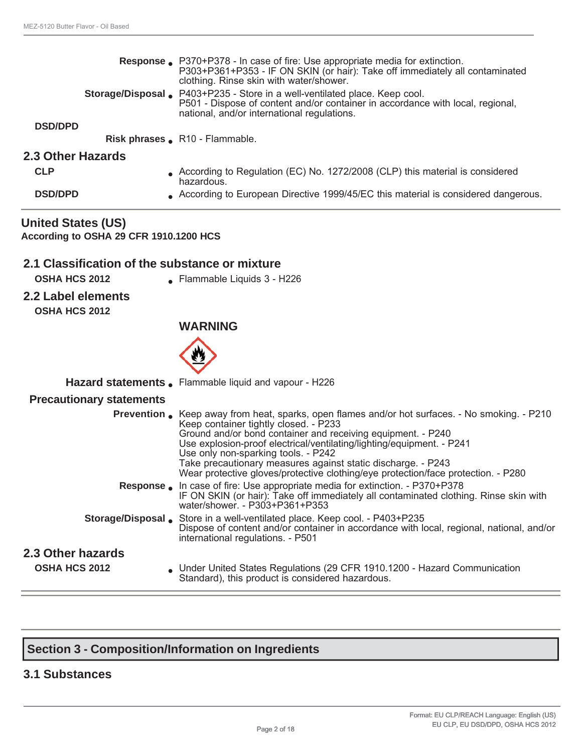**Response** • P370+P378 - In case of fire: Use appropriate media for extinction.
P303+P361+P353 - IF ON SKIN (or hair): Take off immediately all contaminated clothing. Rinse skin with water/shower.

**Storage/Disposal** • P403+P235 - Store in a well-ventilated place. Keep cool.
P501 - Dispose of content and/or container in accordance with local, regional, national, and/or international regulations.

**DSD/DPD**

**Risk phrases** • R10 - Flammable.

## 2.3 Other Hazards

**CLP** • According to Regulation (EC) No. 1272/2008 (CLP) this material is considered hazardous.

**DSD/DPD** • According to European Directive 1999/45/EC this material is considered dangerous.

# United States (US)

**According to OSHA 29 CFR 1910.1200 HCS**

## 2.1 Classification of the substance or mixture

**OSHA HCS 2012** • Flammable Liquids 3 - H226

## 2.2 Label elements

**OSHA HCS 2012**

**WARNING**

**Hazard statements** • Flammable liquid and vapour - H226

**Precautionary statements**

**Prevention** • Keep away from heat, sparks, open flames and/or hot surfaces. - No smoking. - P210
Keep container tightly closed. - P233
Ground and/or bond container and receiving equipment. - P240
Use explosion-proof electrical/ventilating/lighting/equipment. - P241
Use only non-sparking tools. - P242
Take precautionary measures against static discharge. - P243
Wear protective gloves/protective clothing/eye protection/face protection. - P280

**Response** • In case of fire: Use appropriate media for extinction. - P370+P378
IF ON SKIN (or hair): Take off immediately all contaminated clothing. Rinse skin with water/shower. - P303+P361+P353

**Storage/Disposal** • Store in a well-ventilated place. Keep cool. - P403+P235
Dispose of content and/or container in accordance with local, regional, national, and/or international regulations. - P501

## 2.3 Other hazards

**OSHA HCS 2012** • Under United States Regulations (29 CFR 1910.1200 - Hazard Communication Standard), this product is considered hazardous.

# Section 3 - Composition/Information on Ingredients

## 3.1 Substances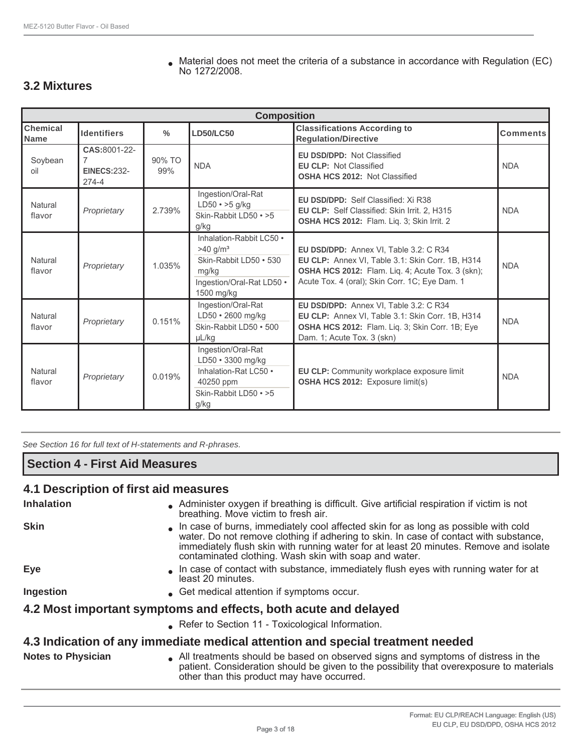- Material does not meet the criteria of a substance in accordance with Regulation (EC) No 1272/2008.

## 3.2 Mixtures

| Composition | | | | | |
|---|---|---|---|---|---|
| **Chemical Name** | **Identifiers** | **%** | **LD50/LC50** | **Classifications According to Regulation/Directive** | **Comments** |
| Soybean oil | **CAS:**8001-22-7 **EINECS:**232-274-4 | 90% TO 99% | NDA | **EU DSD/DPD:** Not Classified **EU CLP:** Not Classified **OSHA HCS 2012:** Not Classified | NDA |
| Natural flavor | *Proprietary* | 2.739% | Ingestion/Oral-Rat LD50 • >5 g/kg Skin-Rabbit LD50 • >5 g/kg | **EU DSD/DPD:** Self Classified: Xi R38 **EU CLP:** Self Classified: Skin Irrit. 2, H315 **OSHA HCS 2012:** Flam. Liq. 3; Skin Irrit. 2 | NDA |
| Natural flavor | *Proprietary* | 1.035% | Inhalation-Rabbit LC50 • >40 g/m³ Skin-Rabbit LD50 • 530 mg/kg Ingestion/Oral-Rat LD50 • 1500 mg/kg | **EU DSD/DPD:** Annex VI, Table 3.2: C R34 **EU CLP:** Annex VI, Table 3.1: Skin Corr. 1B, H314 **OSHA HCS 2012:** Flam. Liq. 4; Acute Tox. 3 (skn); Acute Tox. 4 (oral); Skin Corr. 1C; Eye Dam. 1 | NDA |
| Natural flavor | *Proprietary* | 0.151% | Ingestion/Oral-Rat LD50 • 2600 mg/kg Skin-Rabbit LD50 • 500 µL/kg | **EU DSD/DPD:** Annex VI, Table 3.2: C R34 **EU CLP:** Annex VI, Table 3.1: Skin Corr. 1B, H314 **OSHA HCS 2012:** Flam. Liq. 3; Skin Corr. 1B; Eye Dam. 1; Acute Tox. 3 (skn) | NDA |
| Natural flavor | *Proprietary* | 0.019% | Ingestion/Oral-Rat LD50 • 3300 mg/kg Inhalation-Rat LC50 • 40250 ppm Skin-Rabbit LD50 • >5 g/kg | **EU CLP:** Community workplace exposure limit **OSHA HCS 2012:** Exposure limit(s) | NDA |

*See Section 16 for full text of H-statements and R-phrases.*

## Section 4 - First Aid Measures

### 4.1 Description of first aid measures

**Inhalation**
- Administer oxygen if breathing is difficult. Give artificial respiration if victim is not breathing. Move victim to fresh air.

**Skin**
- In case of burns, immediately cool affected skin for as long as possible with cold water. Do not remove clothing if adhering to skin. In case of contact with substance, immediately flush skin with running water for at least 20 minutes. Remove and isolate contaminated clothing. Wash skin with soap and water.

**Eye**
- In case of contact with substance, immediately flush eyes with running water for at least 20 minutes.

**Ingestion**
- Get medical attention if symptoms occur.

### 4.2 Most important symptoms and effects, both acute and delayed

- Refer to Section 11 - Toxicological Information.

### 4.3 Indication of any immediate medical attention and special treatment needed

**Notes to Physician**
- All treatments should be based on observed signs and symptoms of distress in the patient. Consideration should be given to the possibility that overexposure to materials other than this product may have occurred.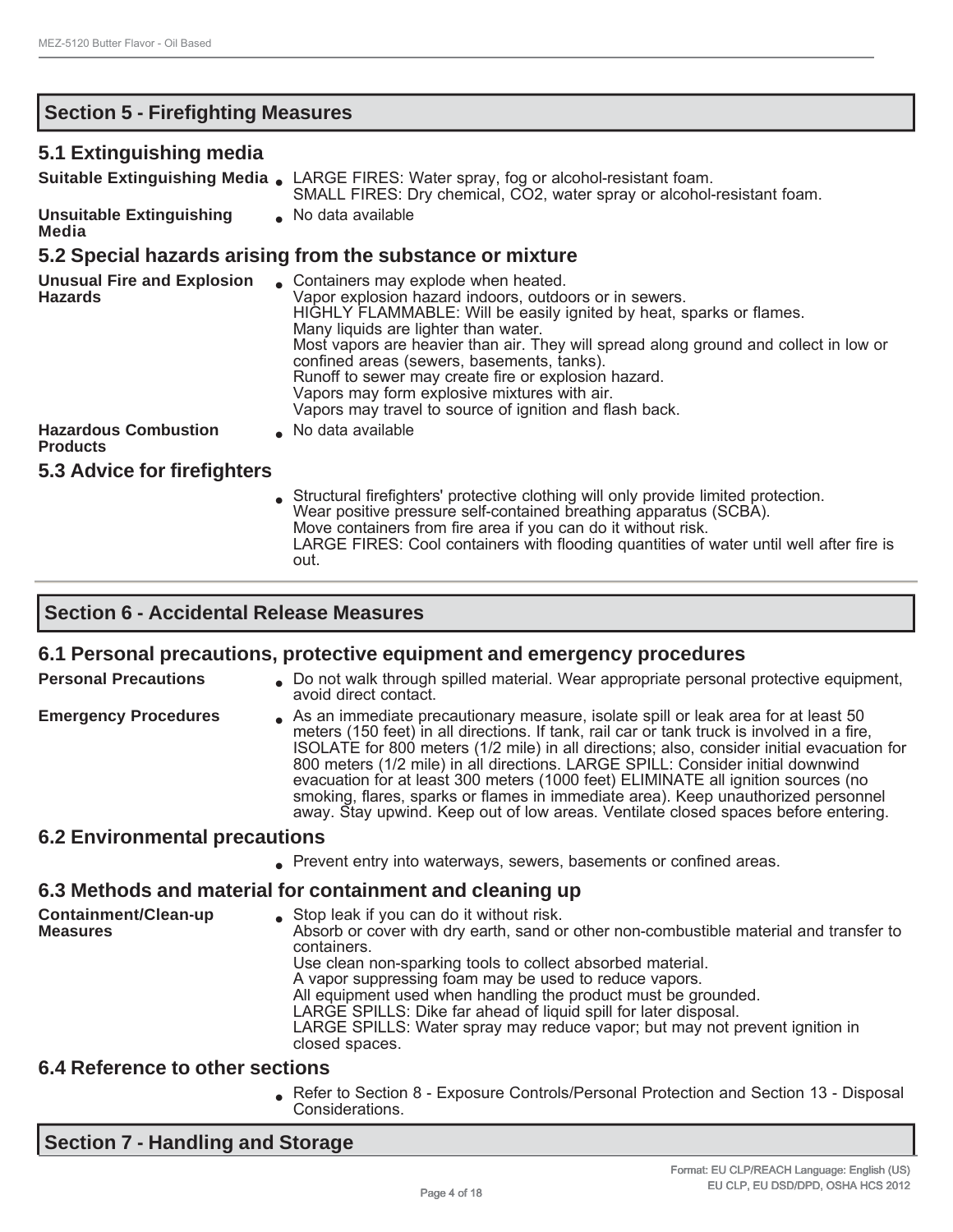## Section 5 - Firefighting Measures

### 5.1 Extinguishing media

**Suitable Extinguishing Media**
- LARGE FIRES: Water spray, fog or alcohol-resistant foam.
  SMALL FIRES: Dry chemical, $CO_2$, water spray or alcohol-resistant foam.

**Unsuitable Extinguishing Media**
- No data available

### 5.2 Special hazards arising from the substance or mixture

**Unusual Fire and Explosion Hazards**
- Containers may explode when heated.
  Vapor explosion hazard indoors, outdoors or in sewers.
  HIGHLY FLAMMABLE: Will be easily ignited by heat, sparks or flames.
  Many liquids are lighter than water.
  Most vapors are heavier than air. They will spread along ground and collect in low or confined areas (sewers, basements, tanks).
  Runoff to sewer may create fire or explosion hazard.
  Vapors may form explosive mixtures with air.
  Vapors may travel to source of ignition and flash back.

**Hazardous Combustion Products**
- No data available

### 5.3 Advice for firefighters

- Structural firefighters' protective clothing will only provide limited protection.
  Wear positive pressure self-contained breathing apparatus (SCBA).
  Move containers from fire area if you can do it without risk.
  LARGE FIRES: Cool containers with flooding quantities of water until well after fire is out.

## Section 6 - Accidental Release Measures

### 6.1 Personal precautions, protective equipment and emergency procedures

**Personal Precautions**
- Do not walk through spilled material. Wear appropriate personal protective equipment, avoid direct contact.

**Emergency Procedures**
- As an immediate precautionary measure, isolate spill or leak area for at least 50 meters (150 feet) in all directions. If tank, rail car or tank truck is involved in a fire, ISOLATE for 800 meters (1/2 mile) in all directions; also, consider initial evacuation for 800 meters (1/2 mile) in all directions. LARGE SPILL: Consider initial downwind evacuation for at least 300 meters (1000 feet) ELIMINATE all ignition sources (no smoking, flares, sparks or flames in immediate area). Keep unauthorized personnel away. Stay upwind. Keep out of low areas. Ventilate closed spaces before entering.

### 6.2 Environmental precautions

- Prevent entry into waterways, sewers, basements or confined areas.

### 6.3 Methods and material for containment and cleaning up

**Containment/Clean-up Measures**
- Stop leak if you can do it without risk.
  Absorb or cover with dry earth, sand or other non-combustible material and transfer to containers.
  Use clean non-sparking tools to collect absorbed material.
  A vapor suppressing foam may be used to reduce vapors.
  All equipment used when handling the product must be grounded.
  LARGE SPILLS: Dike far ahead of liquid spill for later disposal.
  LARGE SPILLS: Water spray may reduce vapor; but may not prevent ignition in closed spaces.

### 6.4 Reference to other sections

- Refer to Section 8 - Exposure Controls/Personal Protection and Section 13 - Disposal Considerations.

## Section 7 - Handling and Storage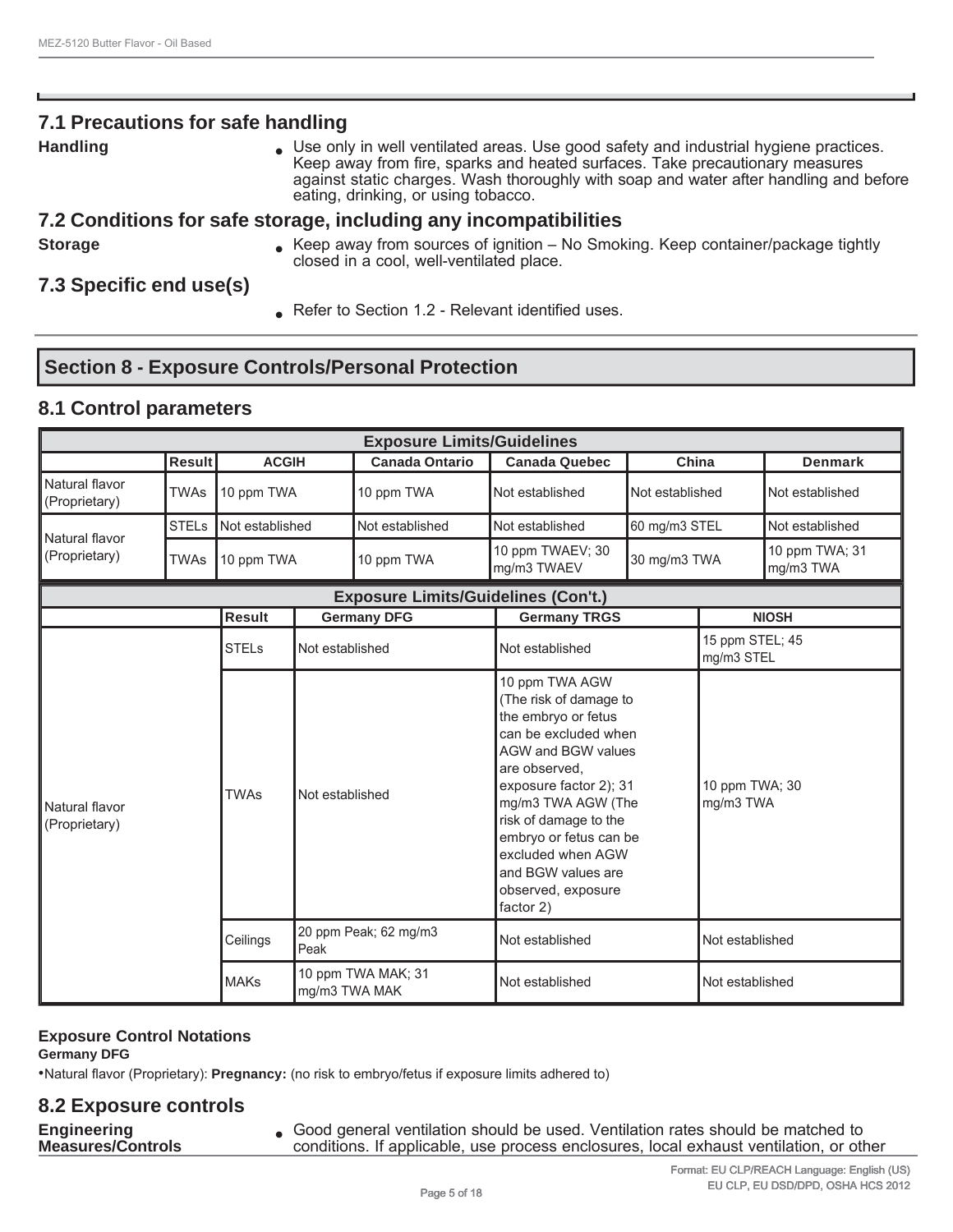## 7.1 Precautions for safe handling

**Handling**

- Use only in well ventilated areas. Use good safety and industrial hygiene practices. Keep away from fire, sparks and heated surfaces. Take precautionary measures against static charges. Wash thoroughly with soap and water after handling and before eating, drinking, or using tobacco.

## 7.2 Conditions for safe storage, including any incompatibilities

**Storage**

- Keep away from sources of ignition – No Smoking. Keep container/package tightly closed in a cool, well-ventilated place.

## 7.3 Specific end use(s)

- Refer to Section 1.2 - Relevant identified uses.

# Section 8 - Exposure Controls/Personal Protection

## 8.1 Control parameters

| Exposure Limits/Guidelines | | | | | | |
|---|---|---|---|---|---|---|
| | **Result** | **ACGIH** | **Canada Ontario** | **Canada Quebec** | **China** | **Denmark** |
| Natural flavor (Proprietary) | TWAs | 10 ppm TWA | 10 ppm TWA | Not established | Not established | Not established |
| Natural flavor (Proprietary) | STELs | Not established | Not established | Not established | 60 mg/m3 STEL | Not established |
| | TWAs | 10 ppm TWA | 10 ppm TWA | 10 ppm TWAEV; 30 mg/m3 TWAEV | 30 mg/m3 TWA | 10 ppm TWA; 31 mg/m3 TWA |

| Exposure Limits/Guidelines (Con't.) | | | | |
|---|---|---|---|---|
| | **Result** | **Germany DFG** | **Germany TRGS** | **NIOSH** |
| Natural flavor (Proprietary) | STELs | Not established | Not established | 15 ppm STEL; 45 mg/m3 STEL |
| | TWAs | Not established | 10 ppm TWA AGW (The risk of damage to the embryo or fetus can be excluded when AGW and BGW values are observed, exposure factor 2); 31 mg/m3 TWA AGW (The risk of damage to the embryo or fetus can be excluded when AGW and BGW values are observed, exposure factor 2) | 10 ppm TWA; 30 mg/m3 TWA |
| | Ceilings | 20 ppm Peak; 62 mg/m3 Peak | Not established | Not established |
| | MAKs | 10 ppm TWA MAK; 31 mg/m3 TWA MAK | Not established | Not established |

**Exposure Control Notations**

**Germany DFG**

- Natural flavor (Proprietary): **Pregnancy:** (no risk to embryo/fetus if exposure limits adhered to)

## 8.2 Exposure controls

**Engineering Measures/Controls**

- Good general ventilation should be used. Ventilation rates should be matched to conditions. If applicable, use process enclosures, local exhaust ventilation, or other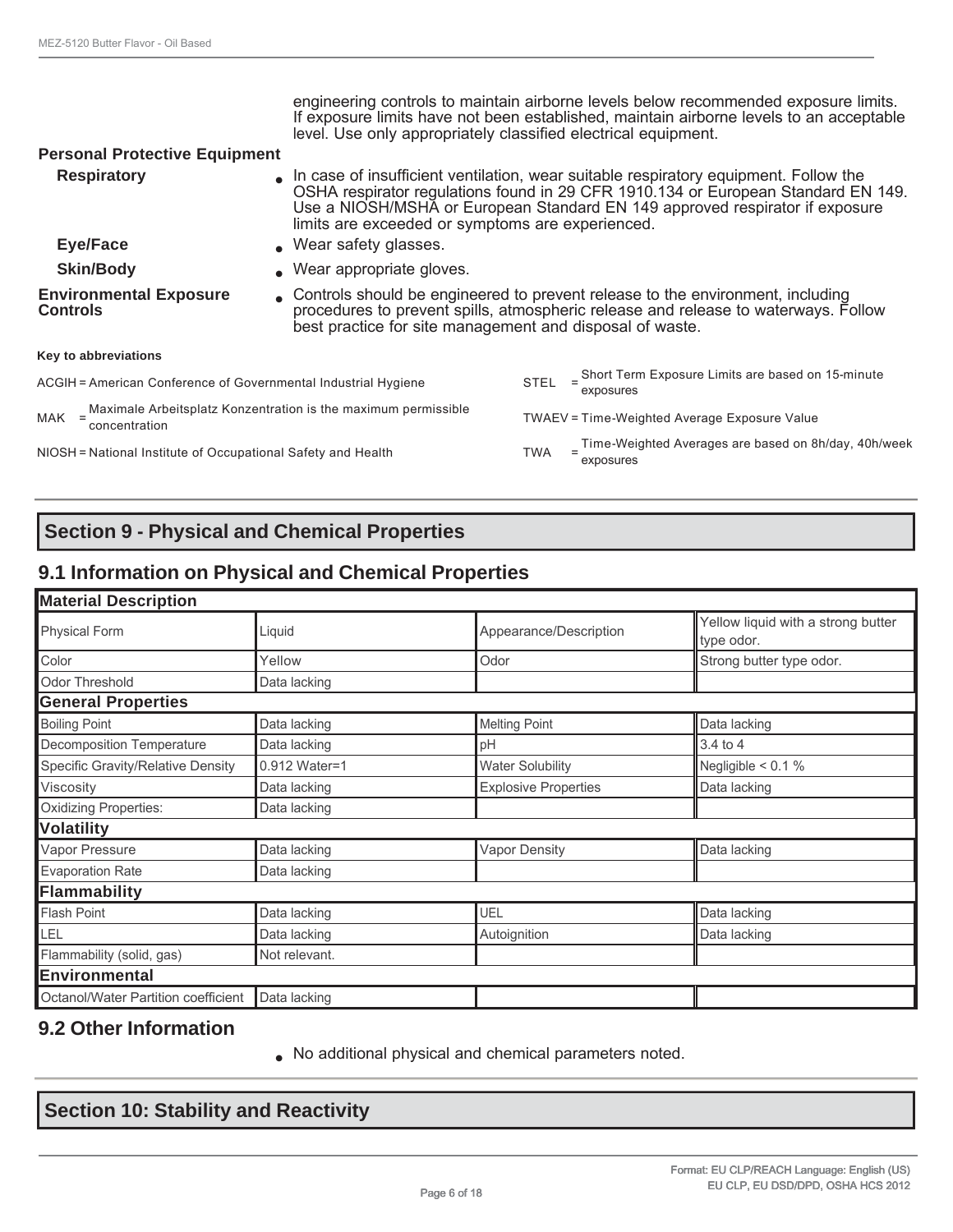engineering controls to maintain airborne levels below recommended exposure limits. If exposure limits have not been established, maintain airborne levels to an acceptable level. Use only appropriately classified electrical equipment.

**Personal Protective Equipment**

**Respiratory**
- In case of insufficient ventilation, wear suitable respiratory equipment. Follow the OSHA respirator regulations found in 29 CFR 1910.134 or European Standard EN 149. Use a NIOSH/MSHA or European Standard EN 149 approved respirator if exposure limits are exceeded or symptoms are experienced.

**Eye/Face**
- Wear safety glasses.

**Skin/Body**
- Wear appropriate gloves.

**Environmental Exposure Controls**
- Controls should be engineered to prevent release to the environment, including procedures to prevent spills, atmospheric release and release to waterways. Follow best practice for site management and disposal of waste.

**Key to abbreviations**

ACGIH = American Conference of Governmental Industrial Hygiene

MAK = Maximale Arbeitsplatz Konzentration is the maximum permissible concentration

NIOSH = National Institute of Occupational Safety and Health

STEL = Short Term Exposure Limits are based on 15-minute exposures

TWAEV = Time-Weighted Average Exposure Value

TWA = Time-Weighted Averages are based on 8h/day, 40h/week exposures

## Section 9 - Physical and Chemical Properties

### 9.1 Information on Physical and Chemical Properties

| **Material Description** | | | |
|---|---|---|---|
| Physical Form | Liquid | Appearance/Description | Yellow liquid with a strong butter type odor. |
| Color | Yellow | Odor | Strong butter type odor. |
| Odor Threshold | Data lacking | | |
| **General Properties** | | | |
| Boiling Point | Data lacking | Melting Point | Data lacking |
| Decomposition Temperature | Data lacking | pH | 3.4 to 4 |
| Specific Gravity/Relative Density | 0.912 Water=1 | Water Solubility | Negligible < 0.1 % |
| Viscosity | Data lacking | Explosive Properties | Data lacking |
| Oxidizing Properties: | Data lacking | | |
| **Volatility** | | | |
| Vapor Pressure | Data lacking | Vapor Density | Data lacking |
| Evaporation Rate | Data lacking | | |
| **Flammability** | | | |
| Flash Point | Data lacking | UEL | Data lacking |
| LEL | Data lacking | Autoignition | Data lacking |
| Flammability (solid, gas) | Not relevant. | | |
| **Environmental** | | | |
| Octanol/Water Partition coefficient | Data lacking | | |

### 9.2 Other Information

- No additional physical and chemical parameters noted.

## Section 10: Stability and Reactivity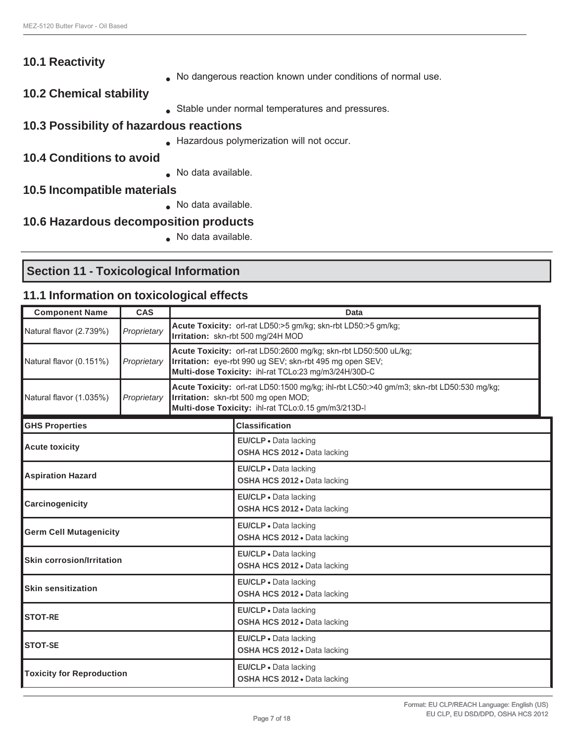### 10.1 Reactivity

- No dangerous reaction known under conditions of normal use.

### 10.2 Chemical stability

- Stable under normal temperatures and pressures.

### 10.3 Possibility of hazardous reactions

- Hazardous polymerization will not occur.

### 10.4 Conditions to avoid

- No data available.

### 10.5 Incompatible materials

- No data available.

### 10.6 Hazardous decomposition products

- No data available.

## Section 11 - Toxicological Information

### 11.1 Information on toxicological effects

| Component Name | CAS | Data |
|---|---|---|
| Natural flavor (2.739%) | *Proprietary* | **Acute Toxicity:** orl-rat LD50:>5 gm/kg; skn-rbt LD50:>5 gm/kg; **Irritation:** skn-rbt 500 mg/24H MOD |
| Natural flavor (0.151%) | *Proprietary* | **Acute Toxicity:** orl-rat LD50:2600 mg/kg; skn-rbt LD50:500 uL/kg; **Irritation:** eye-rbt 990 ug SEV; skn-rbt 495 mg open SEV; **Multi-dose Toxicity:** ihl-rat TCLo:23 mg/m3/24H/30D-C |
| Natural flavor (1.035%) | *Proprietary* | **Acute Toxicity:** orl-rat LD50:1500 mg/kg; ihl-rbt LC50:>40 gm/m3; skn-rbt LD50:530 mg/kg; **Irritation:** skn-rbt 500 mg open MOD; **Multi-dose Toxicity:** ihl-rat TCLo:0.15 gm/m3/213D-I |

| GHS Properties | Classification |
|---|---|
| Acute toxicity | **EU/CLP** • Data lacking<br>**OSHA HCS 2012** • Data lacking |
| Aspiration Hazard | **EU/CLP** • Data lacking<br>**OSHA HCS 2012** • Data lacking |
| Carcinogenicity | **EU/CLP** • Data lacking<br>**OSHA HCS 2012** • Data lacking |
| Germ Cell Mutagenicity | **EU/CLP** • Data lacking<br>**OSHA HCS 2012** • Data lacking |
| Skin corrosion/Irritation | **EU/CLP** • Data lacking<br>**OSHA HCS 2012** • Data lacking |
| Skin sensitization | **EU/CLP** • Data lacking<br>**OSHA HCS 2012** • Data lacking |
| STOT-RE | **EU/CLP** • Data lacking<br>**OSHA HCS 2012** • Data lacking |
| STOT-SE | **EU/CLP** • Data lacking<br>**OSHA HCS 2012** • Data lacking |
| Toxicity for Reproduction | **EU/CLP** • Data lacking<br>**OSHA HCS 2012** • Data lacking |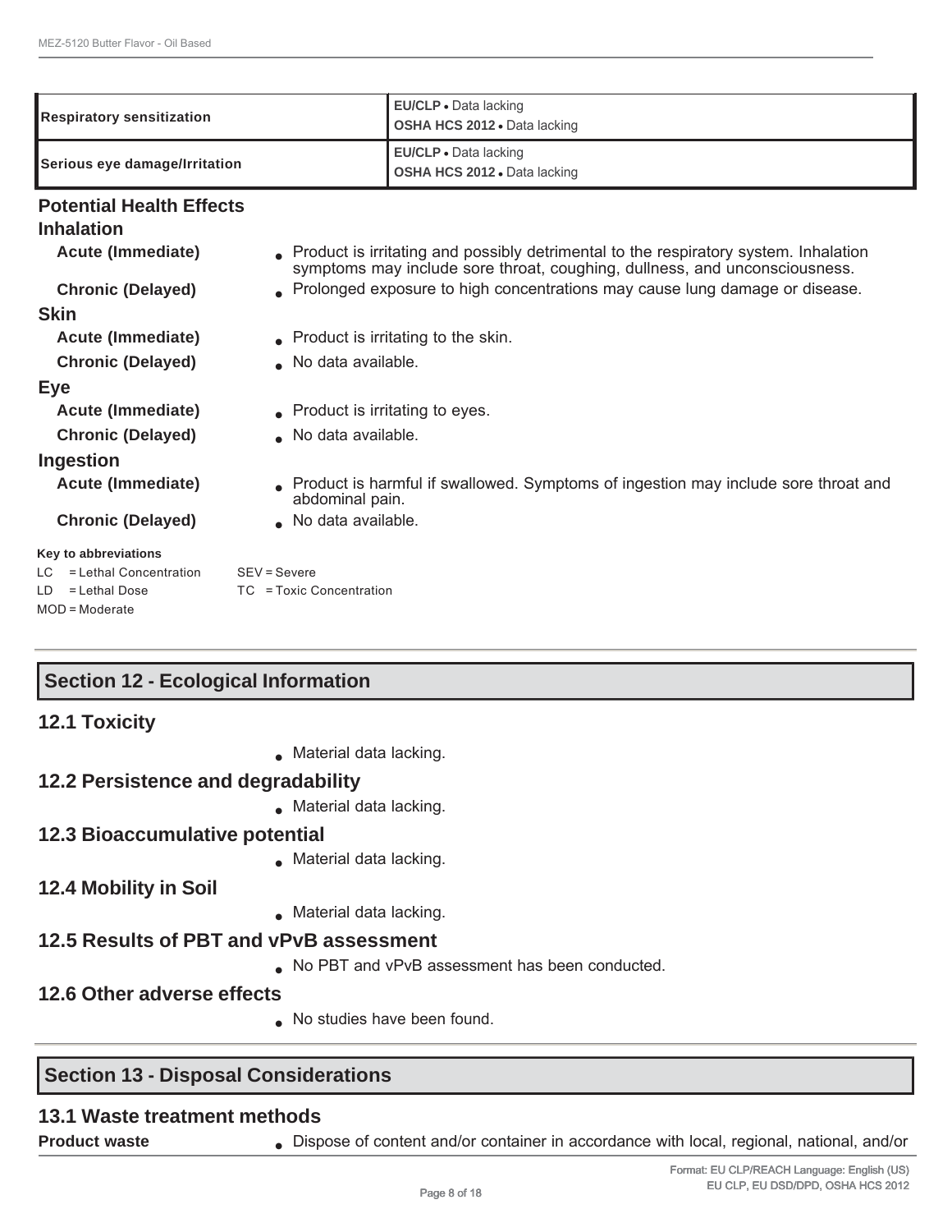| Respiratory sensitization | **EU/CLP** • Data lacking<br>**OSHA HCS 2012** • Data lacking |
|---|---|
| Serious eye damage/Irritation | **EU/CLP** • Data lacking<br>**OSHA HCS 2012** • Data lacking |

### Potential Health Effects

#### Inhalation

**Acute (Immediate)**
- Product is irritating and possibly detrimental to the respiratory system. Inhalation symptoms may include sore throat, coughing, dullness, and unconsciousness.

**Chronic (Delayed)**
- Prolonged exposure to high concentrations may cause lung damage or disease.

#### Skin

**Acute (Immediate)**
- Product is irritating to the skin.

**Chronic (Delayed)**
- No data available.

#### Eye

**Acute (Immediate)**
- Product is irritating to eyes.

**Chronic (Delayed)**
- No data available.

#### Ingestion

**Acute (Immediate)**
- Product is harmful if swallowed. Symptoms of ingestion may include sore throat and abdominal pain.

**Chronic (Delayed)**
- No data available.

**Key to abbreviations**

LC = Lethal Concentration
LD = Lethal Dose
MOD = Moderate
SEV = Severe
TC = Toxic Concentration

## Section 12 - Ecological Information

### 12.1 Toxicity

- Material data lacking.

### 12.2 Persistence and degradability

- Material data lacking.

### 12.3 Bioaccumulative potential

- Material data lacking.

### 12.4 Mobility in Soil

- Material data lacking.

### 12.5 Results of PBT and vPvB assessment

- No PBT and vPvB assessment has been conducted.

### 12.6 Other adverse effects

- No studies have been found.

## Section 13 - Disposal Considerations

### 13.1 Waste treatment methods

**Product waste**
- Dispose of content and/or container in accordance with local, regional, national, and/or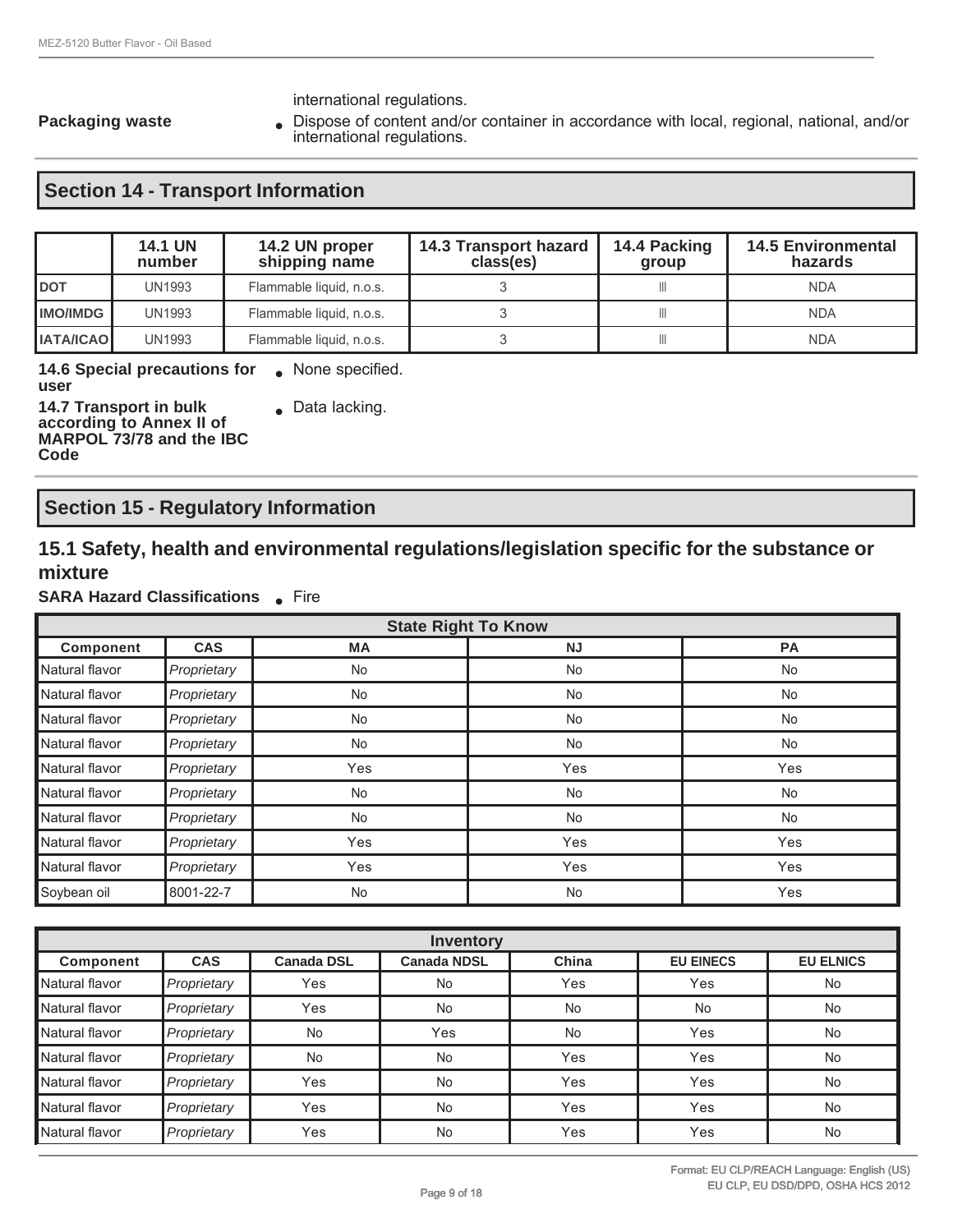international regulations.

**Packaging waste**

- Dispose of content and/or container in accordance with local, regional, national, and/or international regulations.

## Section 14 - Transport Information

| | 14.1 UN number | 14.2 UN proper shipping name | 14.3 Transport hazard class(es) | 14.4 Packing group | 14.5 Environmental hazards |
|---|---|---|---|---|---|
| **DOT** | UN1993 | Flammable liquid, n.o.s. | 3 | III | NDA |
| **IMO/IMDG** | UN1993 | Flammable liquid, n.o.s. | 3 | III | NDA |
| **IATA/ICAO** | UN1993 | Flammable liquid, n.o.s. | 3 | III | NDA |

**14.6 Special precautions for user**

- None specified.

**14.7 Transport in bulk according to Annex II of MARPOL 73/78 and the IBC Code**

- Data lacking.

## Section 15 - Regulatory Information

### 15.1 Safety, health and environmental regulations/legislation specific for the substance or mixture

**SARA Hazard Classifications**

- Fire

| State Right To Know | | | | |
|---|---|---|---|---|
| **Component** | **CAS** | **MA** | **NJ** | **PA** |
| Natural flavor | *Proprietary* | No | No | No |
| Natural flavor | *Proprietary* | No | No | No |
| Natural flavor | *Proprietary* | No | No | No |
| Natural flavor | *Proprietary* | No | No | No |
| Natural flavor | *Proprietary* | Yes | Yes | Yes |
| Natural flavor | *Proprietary* | No | No | No |
| Natural flavor | *Proprietary* | No | No | No |
| Natural flavor | *Proprietary* | Yes | Yes | Yes |
| Natural flavor | *Proprietary* | Yes | Yes | Yes |
| Soybean oil | 8001-22-7 | No | No | Yes |

| Inventory | | | | | | |
|---|---|---|---|---|---|---|
| **Component** | **CAS** | **Canada DSL** | **Canada NDSL** | **China** | **EU EINECS** | **EU ELNICS** |
| Natural flavor | *Proprietary* | Yes | No | Yes | Yes | No |
| Natural flavor | *Proprietary* | Yes | No | No | No | No |
| Natural flavor | *Proprietary* | No | Yes | No | Yes | No |
| Natural flavor | *Proprietary* | No | No | Yes | Yes | No |
| Natural flavor | *Proprietary* | Yes | No | Yes | Yes | No |
| Natural flavor | *Proprietary* | Yes | No | Yes | Yes | No |
| Natural flavor | *Proprietary* | Yes | No | Yes | Yes | No |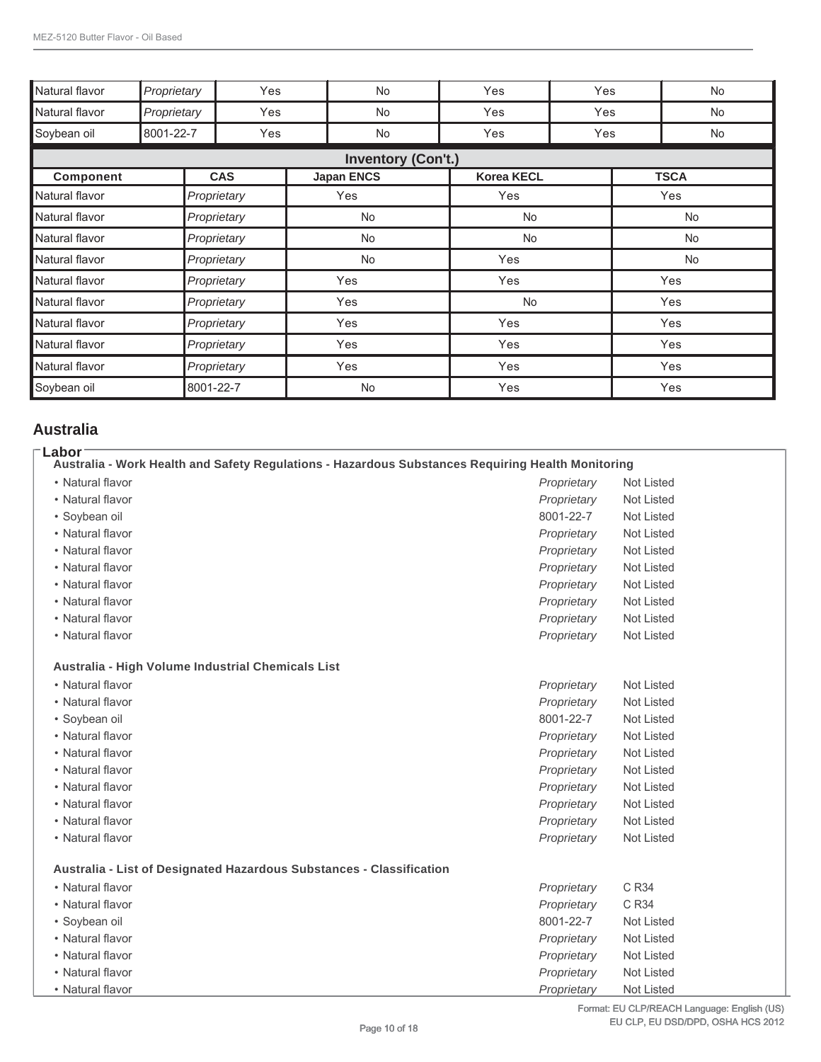| | | | | | | |
|---|---|---|---|---|---|---|
| Natural flavor | *Proprietary* | Yes | No | Yes | Yes | No |
| Natural flavor | *Proprietary* | Yes | No | Yes | Yes | No |
| Soybean oil | 8001-22-7 | Yes | No | Yes | Yes | No |

**Inventory (Con't.)**

| Component | CAS | Japan ENCS | Korea KECL | TSCA |
|---|---|---|---|---|
| Natural flavor | *Proprietary* | Yes | Yes | Yes |
| Natural flavor | *Proprietary* | No | No | No |
| Natural flavor | *Proprietary* | No | No | No |
| Natural flavor | *Proprietary* | No | Yes | No |
| Natural flavor | *Proprietary* | Yes | Yes | Yes |
| Natural flavor | *Proprietary* | Yes | No | Yes |
| Natural flavor | *Proprietary* | Yes | Yes | Yes |
| Natural flavor | *Proprietary* | Yes | Yes | Yes |
| Natural flavor | *Proprietary* | Yes | Yes | Yes |
| Soybean oil | 8001-22-7 | No | Yes | Yes |

## Australia

### Labor

**Australia - Work Health and Safety Regulations - Hazardous Substances Requiring Health Monitoring**

- Natural flavor — *Proprietary* — Not Listed
- Natural flavor — *Proprietary* — Not Listed
- Soybean oil — 8001-22-7 — Not Listed
- Natural flavor — *Proprietary* — Not Listed
- Natural flavor — *Proprietary* — Not Listed
- Natural flavor — *Proprietary* — Not Listed
- Natural flavor — *Proprietary* — Not Listed
- Natural flavor — *Proprietary* — Not Listed
- Natural flavor — *Proprietary* — Not Listed
- Natural flavor — *Proprietary* — Not Listed

**Australia - High Volume Industrial Chemicals List**

- Natural flavor — *Proprietary* — Not Listed
- Natural flavor — *Proprietary* — Not Listed
- Soybean oil — 8001-22-7 — Not Listed
- Natural flavor — *Proprietary* — Not Listed
- Natural flavor — *Proprietary* — Not Listed
- Natural flavor — *Proprietary* — Not Listed
- Natural flavor — *Proprietary* — Not Listed
- Natural flavor — *Proprietary* — Not Listed
- Natural flavor — *Proprietary* — Not Listed
- Natural flavor — *Proprietary* — Not Listed

**Australia - List of Designated Hazardous Substances - Classification**

- Natural flavor — *Proprietary* — C R34
- Natural flavor — *Proprietary* — C R34
- Soybean oil — 8001-22-7 — Not Listed
- Natural flavor — *Proprietary* — Not Listed
- Natural flavor — *Proprietary* — Not Listed
- Natural flavor — *Proprietary* — Not Listed
- Natural flavor — *Proprietary* — Not Listed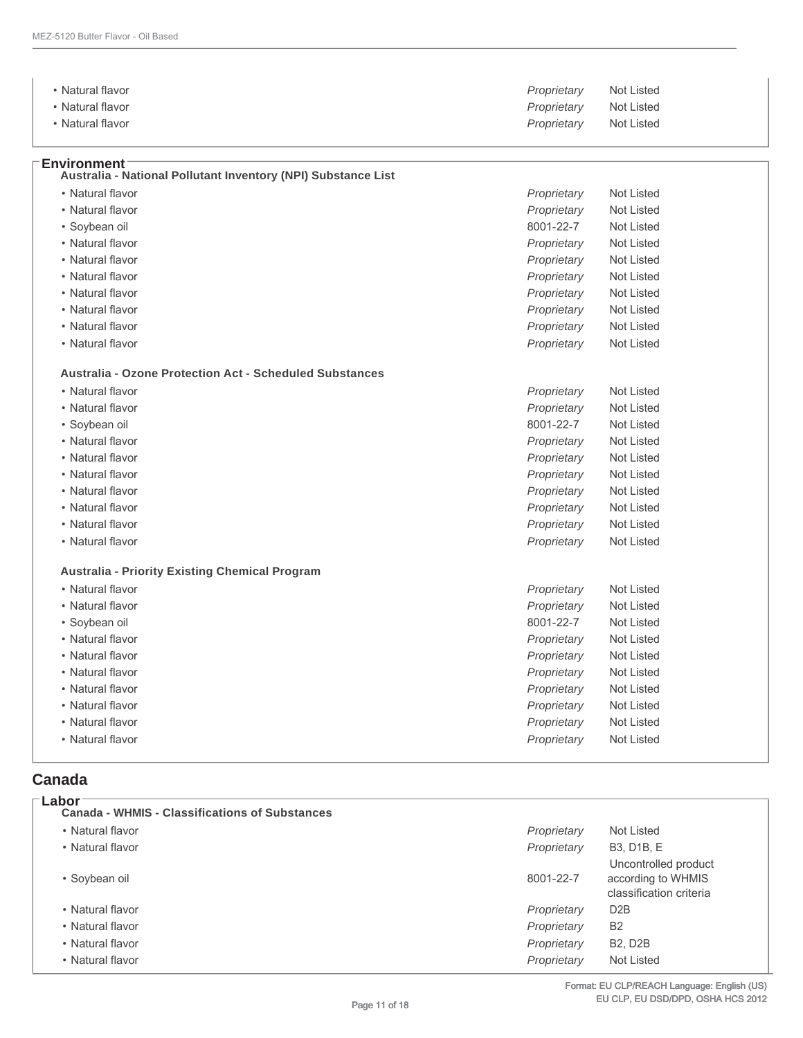| | | |
|---|---|---|
| • Natural flavor | *Proprietary* | Not Listed |
| • Natural flavor | *Proprietary* | Not Listed |
| • Natural flavor | *Proprietary* | Not Listed |

**Environment**

**Australia - National Pollutant Inventory (NPI) Substance List**

| | | |
|---|---|---|
| • Natural flavor | *Proprietary* | Not Listed |
| • Natural flavor | *Proprietary* | Not Listed |
| • Soybean oil | 8001-22-7 | Not Listed |
| • Natural flavor | *Proprietary* | Not Listed |
| • Natural flavor | *Proprietary* | Not Listed |
| • Natural flavor | *Proprietary* | Not Listed |
| • Natural flavor | *Proprietary* | Not Listed |
| • Natural flavor | *Proprietary* | Not Listed |
| • Natural flavor | *Proprietary* | Not Listed |
| • Natural flavor | *Proprietary* | Not Listed |

**Australia - Ozone Protection Act - Scheduled Substances**

| | | |
|---|---|---|
| • Natural flavor | *Proprietary* | Not Listed |
| • Natural flavor | *Proprietary* | Not Listed |
| • Soybean oil | 8001-22-7 | Not Listed |
| • Natural flavor | *Proprietary* | Not Listed |
| • Natural flavor | *Proprietary* | Not Listed |
| • Natural flavor | *Proprietary* | Not Listed |
| • Natural flavor | *Proprietary* | Not Listed |
| • Natural flavor | *Proprietary* | Not Listed |
| • Natural flavor | *Proprietary* | Not Listed |
| • Natural flavor | *Proprietary* | Not Listed |

**Australia - Priority Existing Chemical Program**

| | | |
|---|---|---|
| • Natural flavor | *Proprietary* | Not Listed |
| • Natural flavor | *Proprietary* | Not Listed |
| • Soybean oil | 8001-22-7 | Not Listed |
| • Natural flavor | *Proprietary* | Not Listed |
| • Natural flavor | *Proprietary* | Not Listed |
| • Natural flavor | *Proprietary* | Not Listed |
| • Natural flavor | *Proprietary* | Not Listed |
| • Natural flavor | *Proprietary* | Not Listed |
| • Natural flavor | *Proprietary* | Not Listed |
| • Natural flavor | *Proprietary* | Not Listed |

## Canada

**Labor**

**Canada - WHMIS - Classifications of Substances**

| | | |
|---|---|---|
| • Natural flavor | *Proprietary* | Not Listed |
| • Natural flavor | *Proprietary* | B3, D1B, E |
| • Soybean oil | 8001-22-7 | Uncontrolled product according to WHMIS classification criteria |
| • Natural flavor | *Proprietary* | D2B |
| • Natural flavor | *Proprietary* | B2 |
| • Natural flavor | *Proprietary* | B2, D2B |
| • Natural flavor | *Proprietary* | Not Listed |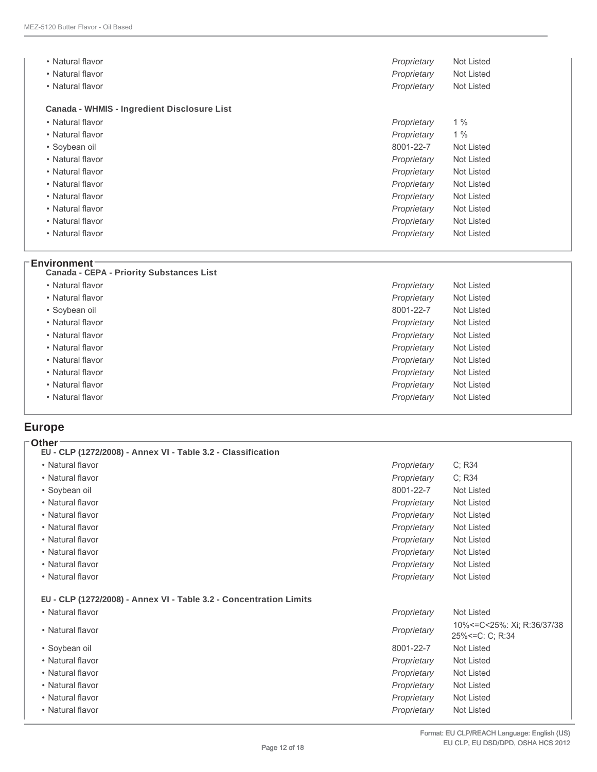| | | |
|---|---|---|
| • Natural flavor | *Proprietary* | Not Listed |
| • Natural flavor | *Proprietary* | Not Listed |
| • Natural flavor | *Proprietary* | Not Listed |

**Canada - WHMIS - Ingredient Disclosure List**

| | | |
|---|---|---|
| • Natural flavor | *Proprietary* | 1 % |
| • Natural flavor | *Proprietary* | 1 % |
| • Soybean oil | 8001-22-7 | Not Listed |
| • Natural flavor | *Proprietary* | Not Listed |
| • Natural flavor | *Proprietary* | Not Listed |
| • Natural flavor | *Proprietary* | Not Listed |
| • Natural flavor | *Proprietary* | Not Listed |
| • Natural flavor | *Proprietary* | Not Listed |
| • Natural flavor | *Proprietary* | Not Listed |
| • Natural flavor | *Proprietary* | Not Listed |

**Environment**

**Canada - CEPA - Priority Substances List**

| | | |
|---|---|---|
| • Natural flavor | *Proprietary* | Not Listed |
| • Natural flavor | *Proprietary* | Not Listed |
| • Soybean oil | 8001-22-7 | Not Listed |
| • Natural flavor | *Proprietary* | Not Listed |
| • Natural flavor | *Proprietary* | Not Listed |
| • Natural flavor | *Proprietary* | Not Listed |
| • Natural flavor | *Proprietary* | Not Listed |
| • Natural flavor | *Proprietary* | Not Listed |
| • Natural flavor | *Proprietary* | Not Listed |
| • Natural flavor | *Proprietary* | Not Listed |

## Europe

**Other**

**EU - CLP (1272/2008) - Annex VI - Table 3.2 - Classification**

| | | |
|---|---|---|
| • Natural flavor | *Proprietary* | C; R34 |
| • Natural flavor | *Proprietary* | C; R34 |
| • Soybean oil | 8001-22-7 | Not Listed |
| • Natural flavor | *Proprietary* | Not Listed |
| • Natural flavor | *Proprietary* | Not Listed |
| • Natural flavor | *Proprietary* | Not Listed |
| • Natural flavor | *Proprietary* | Not Listed |
| • Natural flavor | *Proprietary* | Not Listed |
| • Natural flavor | *Proprietary* | Not Listed |
| • Natural flavor | *Proprietary* | Not Listed |

**EU - CLP (1272/2008) - Annex VI - Table 3.2 - Concentration Limits**

| | | |
|---|---|---|
| • Natural flavor | *Proprietary* | Not Listed |
| • Natural flavor | *Proprietary* | 10%<=C<25%: Xi; R:36/37/38 25%<=C: C; R:34 |
| • Soybean oil | 8001-22-7 | Not Listed |
| • Natural flavor | *Proprietary* | Not Listed |
| • Natural flavor | *Proprietary* | Not Listed |
| • Natural flavor | *Proprietary* | Not Listed |
| • Natural flavor | *Proprietary* | Not Listed |
| • Natural flavor | *Proprietary* | Not Listed |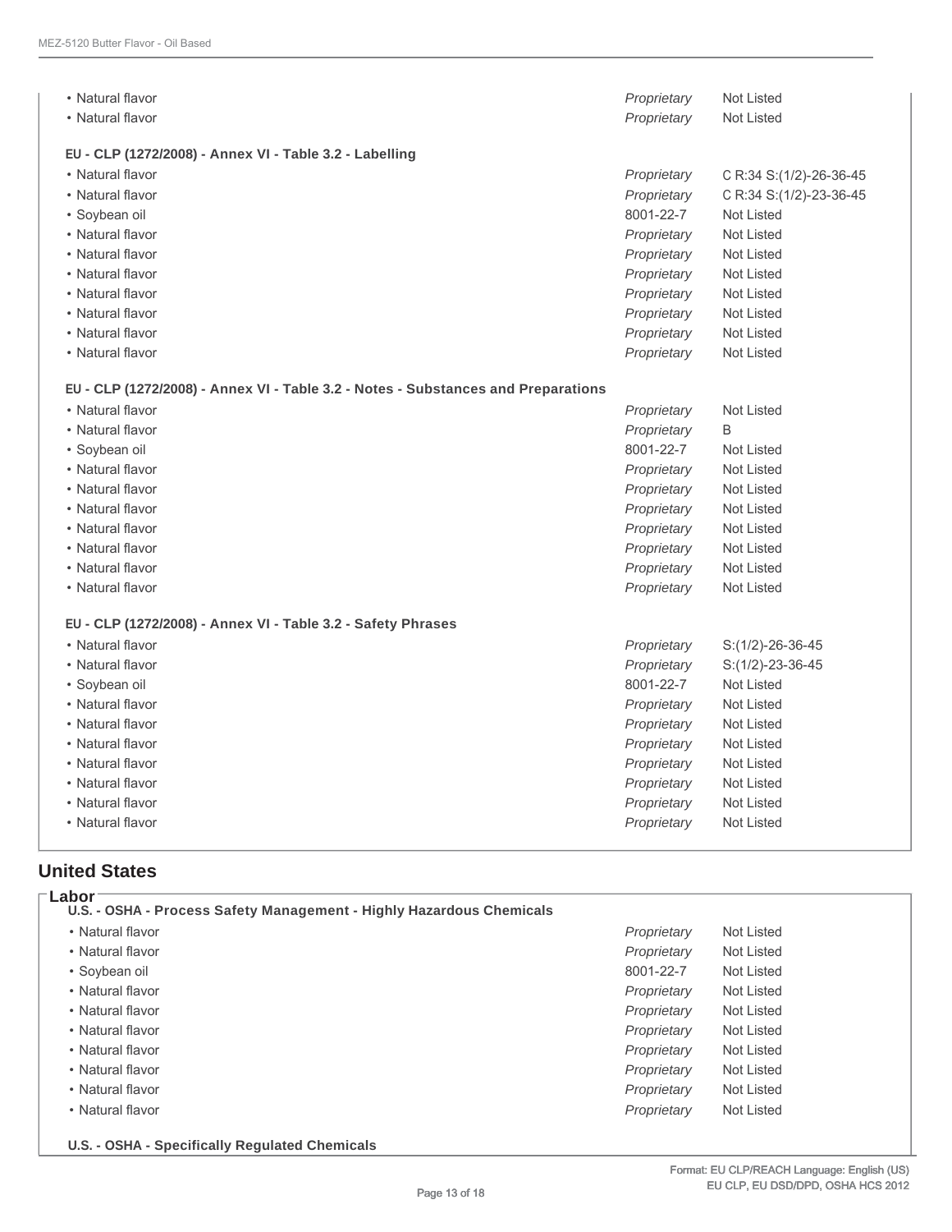| | | |
|---|---|---|
| • Natural flavor | *Proprietary* | Not Listed |
| • Natural flavor | *Proprietary* | Not Listed |

**EU - CLP (1272/2008) - Annex VI - Table 3.2 - Labelling**

| | | |
|---|---|---|
| • Natural flavor | *Proprietary* | C R:34 S:(1/2)-26-36-45 |
| • Natural flavor | *Proprietary* | C R:34 S:(1/2)-23-36-45 |
| • Soybean oil | 8001-22-7 | Not Listed |
| • Natural flavor | *Proprietary* | Not Listed |
| • Natural flavor | *Proprietary* | Not Listed |
| • Natural flavor | *Proprietary* | Not Listed |
| • Natural flavor | *Proprietary* | Not Listed |
| • Natural flavor | *Proprietary* | Not Listed |
| • Natural flavor | *Proprietary* | Not Listed |
| • Natural flavor | *Proprietary* | Not Listed |

**EU - CLP (1272/2008) - Annex VI - Table 3.2 - Notes - Substances and Preparations**

| | | |
|---|---|---|
| • Natural flavor | *Proprietary* | Not Listed |
| • Natural flavor | *Proprietary* | B |
| • Soybean oil | 8001-22-7 | Not Listed |
| • Natural flavor | *Proprietary* | Not Listed |
| • Natural flavor | *Proprietary* | Not Listed |
| • Natural flavor | *Proprietary* | Not Listed |
| • Natural flavor | *Proprietary* | Not Listed |
| • Natural flavor | *Proprietary* | Not Listed |
| • Natural flavor | *Proprietary* | Not Listed |
| • Natural flavor | *Proprietary* | Not Listed |

**EU - CLP (1272/2008) - Annex VI - Table 3.2 - Safety Phrases**

| | | |
|---|---|---|
| • Natural flavor | *Proprietary* | S:(1/2)-26-36-45 |
| • Natural flavor | *Proprietary* | S:(1/2)-23-36-45 |
| • Soybean oil | 8001-22-7 | Not Listed |
| • Natural flavor | *Proprietary* | Not Listed |
| • Natural flavor | *Proprietary* | Not Listed |
| • Natural flavor | *Proprietary* | Not Listed |
| • Natural flavor | *Proprietary* | Not Listed |
| • Natural flavor | *Proprietary* | Not Listed |
| • Natural flavor | *Proprietary* | Not Listed |
| • Natural flavor | *Proprietary* | Not Listed |

## United States

### Labor

**U.S. - OSHA - Process Safety Management - Highly Hazardous Chemicals**

| | | |
|---|---|---|
| • Natural flavor | *Proprietary* | Not Listed |
| • Natural flavor | *Proprietary* | Not Listed |
| • Soybean oil | 8001-22-7 | Not Listed |
| • Natural flavor | *Proprietary* | Not Listed |
| • Natural flavor | *Proprietary* | Not Listed |
| • Natural flavor | *Proprietary* | Not Listed |
| • Natural flavor | *Proprietary* | Not Listed |
| • Natural flavor | *Proprietary* | Not Listed |
| • Natural flavor | *Proprietary* | Not Listed |
| • Natural flavor | *Proprietary* | Not Listed |

**U.S. - OSHA - Specifically Regulated Chemicals**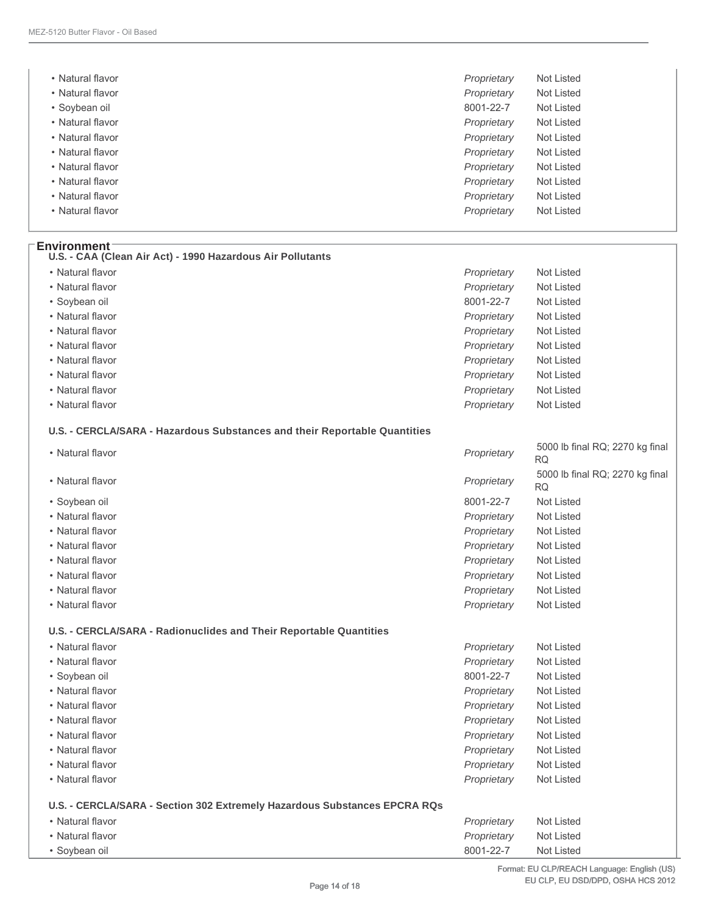| | | |
|---|---|---|
| • Natural flavor | *Proprietary* | Not Listed |
| • Natural flavor | *Proprietary* | Not Listed |
| • Soybean oil | 8001-22-7 | Not Listed |
| • Natural flavor | *Proprietary* | Not Listed |
| • Natural flavor | *Proprietary* | Not Listed |
| • Natural flavor | *Proprietary* | Not Listed |
| • Natural flavor | *Proprietary* | Not Listed |
| • Natural flavor | *Proprietary* | Not Listed |
| • Natural flavor | *Proprietary* | Not Listed |
| • Natural flavor | *Proprietary* | Not Listed |

## Environment

**U.S. - CAA (Clean Air Act) - 1990 Hazardous Air Pollutants**

| | | |
|---|---|---|
| • Natural flavor | *Proprietary* | Not Listed |
| • Natural flavor | *Proprietary* | Not Listed |
| • Soybean oil | 8001-22-7 | Not Listed |
| • Natural flavor | *Proprietary* | Not Listed |
| • Natural flavor | *Proprietary* | Not Listed |
| • Natural flavor | *Proprietary* | Not Listed |
| • Natural flavor | *Proprietary* | Not Listed |
| • Natural flavor | *Proprietary* | Not Listed |
| • Natural flavor | *Proprietary* | Not Listed |
| • Natural flavor | *Proprietary* | Not Listed |

**U.S. - CERCLA/SARA - Hazardous Substances and their Reportable Quantities**

| | | |
|---|---|---|
| • Natural flavor | *Proprietary* | 5000 lb final RQ; 2270 kg final RQ |
| • Natural flavor | *Proprietary* | 5000 lb final RQ; 2270 kg final RQ |
| • Soybean oil | 8001-22-7 | Not Listed |
| • Natural flavor | *Proprietary* | Not Listed |
| • Natural flavor | *Proprietary* | Not Listed |
| • Natural flavor | *Proprietary* | Not Listed |
| • Natural flavor | *Proprietary* | Not Listed |
| • Natural flavor | *Proprietary* | Not Listed |
| • Natural flavor | *Proprietary* | Not Listed |
| • Natural flavor | *Proprietary* | Not Listed |

**U.S. - CERCLA/SARA - Radionuclides and Their Reportable Quantities**

| | | |
|---|---|---|
| • Natural flavor | *Proprietary* | Not Listed |
| • Natural flavor | *Proprietary* | Not Listed |
| • Soybean oil | 8001-22-7 | Not Listed |
| • Natural flavor | *Proprietary* | Not Listed |
| • Natural flavor | *Proprietary* | Not Listed |
| • Natural flavor | *Proprietary* | Not Listed |
| • Natural flavor | *Proprietary* | Not Listed |
| • Natural flavor | *Proprietary* | Not Listed |
| • Natural flavor | *Proprietary* | Not Listed |
| • Natural flavor | *Proprietary* | Not Listed |

**U.S. - CERCLA/SARA - Section 302 Extremely Hazardous Substances EPCRA RQs**

| | | |
|---|---|---|
| • Natural flavor | *Proprietary* | Not Listed |
| • Natural flavor | *Proprietary* | Not Listed |
| • Soybean oil | 8001-22-7 | Not Listed |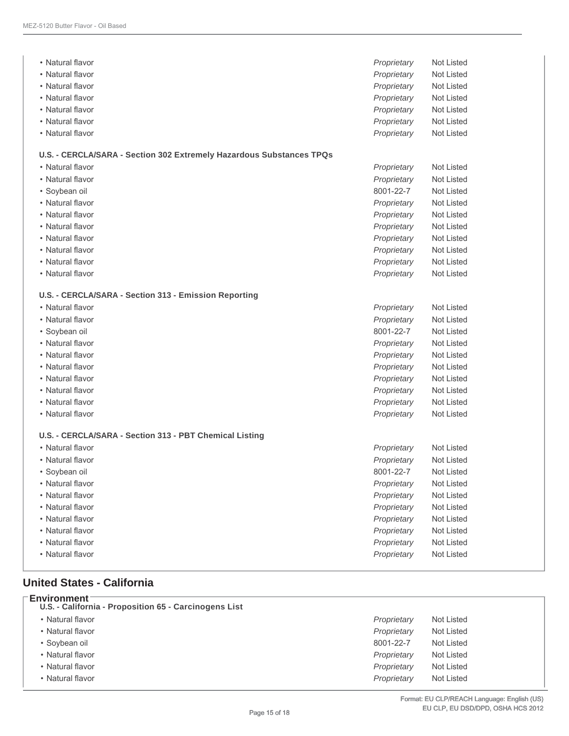| | | |
|---|---|---|
| • Natural flavor | *Proprietary* | Not Listed |
| • Natural flavor | *Proprietary* | Not Listed |
| • Natural flavor | *Proprietary* | Not Listed |
| • Natural flavor | *Proprietary* | Not Listed |
| • Natural flavor | *Proprietary* | Not Listed |
| • Natural flavor | *Proprietary* | Not Listed |
| • Natural flavor | *Proprietary* | Not Listed |

**U.S. - CERCLA/SARA - Section 302 Extremely Hazardous Substances TPQs**

| | | |
|---|---|---|
| • Natural flavor | *Proprietary* | Not Listed |
| • Natural flavor | *Proprietary* | Not Listed |
| • Soybean oil | 8001-22-7 | Not Listed |
| • Natural flavor | *Proprietary* | Not Listed |
| • Natural flavor | *Proprietary* | Not Listed |
| • Natural flavor | *Proprietary* | Not Listed |
| • Natural flavor | *Proprietary* | Not Listed |
| • Natural flavor | *Proprietary* | Not Listed |
| • Natural flavor | *Proprietary* | Not Listed |
| • Natural flavor | *Proprietary* | Not Listed |

**U.S. - CERCLA/SARA - Section 313 - Emission Reporting**

| | | |
|---|---|---|
| • Natural flavor | *Proprietary* | Not Listed |
| • Natural flavor | *Proprietary* | Not Listed |
| • Soybean oil | 8001-22-7 | Not Listed |
| • Natural flavor | *Proprietary* | Not Listed |
| • Natural flavor | *Proprietary* | Not Listed |
| • Natural flavor | *Proprietary* | Not Listed |
| • Natural flavor | *Proprietary* | Not Listed |
| • Natural flavor | *Proprietary* | Not Listed |
| • Natural flavor | *Proprietary* | Not Listed |
| • Natural flavor | *Proprietary* | Not Listed |

**U.S. - CERCLA/SARA - Section 313 - PBT Chemical Listing**

| | | |
|---|---|---|
| • Natural flavor | *Proprietary* | Not Listed |
| • Natural flavor | *Proprietary* | Not Listed |
| • Soybean oil | 8001-22-7 | Not Listed |
| • Natural flavor | *Proprietary* | Not Listed |
| • Natural flavor | *Proprietary* | Not Listed |
| • Natural flavor | *Proprietary* | Not Listed |
| • Natural flavor | *Proprietary* | Not Listed |
| • Natural flavor | *Proprietary* | Not Listed |
| • Natural flavor | *Proprietary* | Not Listed |
| • Natural flavor | *Proprietary* | Not Listed |

## United States - California

### Environment

**U.S. - California - Proposition 65 - Carcinogens List**

| | | |
|---|---|---|
| • Natural flavor | *Proprietary* | Not Listed |
| • Natural flavor | *Proprietary* | Not Listed |
| • Soybean oil | 8001-22-7 | Not Listed |
| • Natural flavor | *Proprietary* | Not Listed |
| • Natural flavor | *Proprietary* | Not Listed |
| • Natural flavor | *Proprietary* | Not Listed |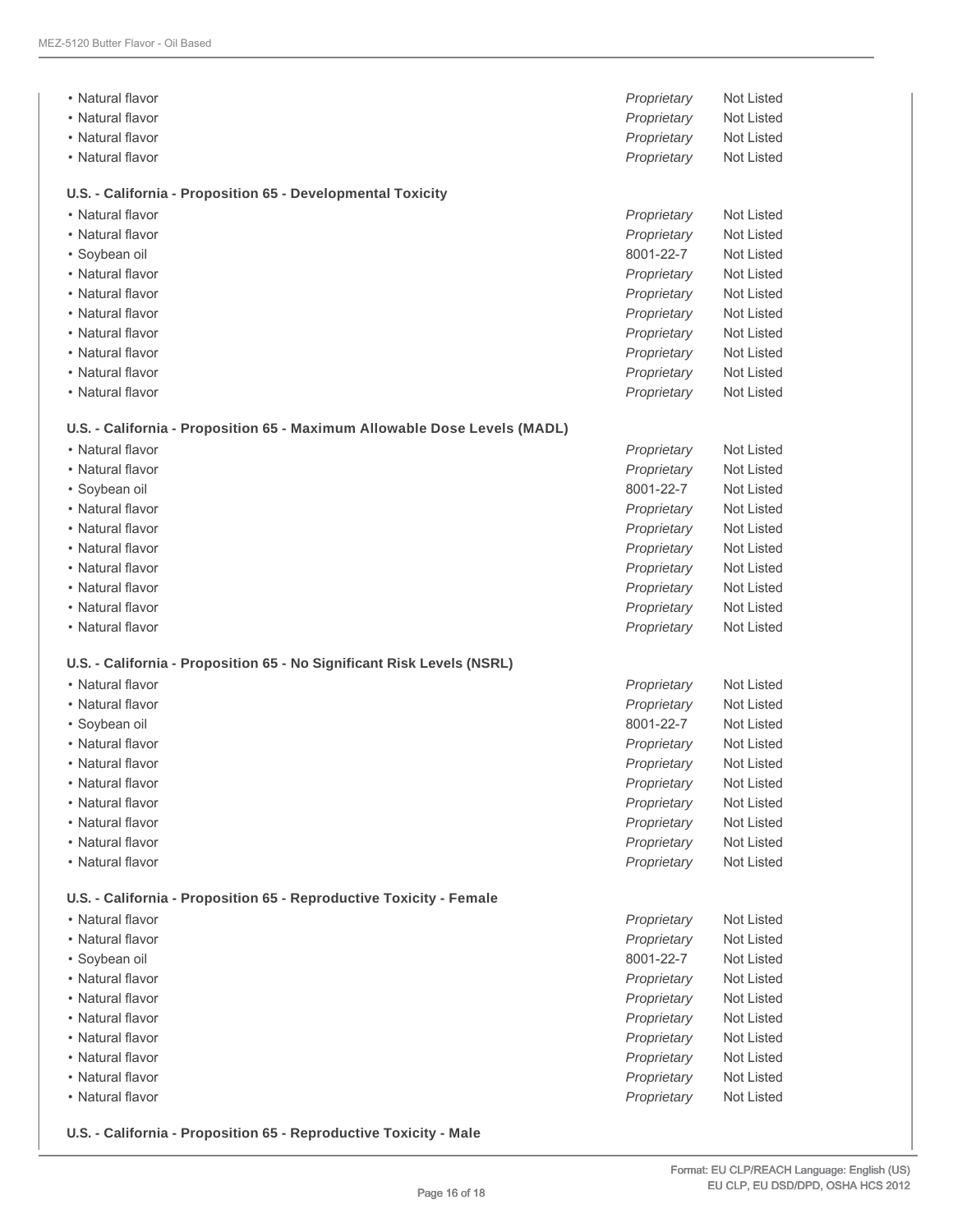| | | |
|---|---|---|
| • Natural flavor | *Proprietary* | Not Listed |
| • Natural flavor | *Proprietary* | Not Listed |
| • Natural flavor | *Proprietary* | Not Listed |
| • Natural flavor | *Proprietary* | Not Listed |

**U.S. - California - Proposition 65 - Developmental Toxicity**

| | | |
|---|---|---|
| • Natural flavor | *Proprietary* | Not Listed |
| • Natural flavor | *Proprietary* | Not Listed |
| • Soybean oil | 8001-22-7 | Not Listed |
| • Natural flavor | *Proprietary* | Not Listed |
| • Natural flavor | *Proprietary* | Not Listed |
| • Natural flavor | *Proprietary* | Not Listed |
| • Natural flavor | *Proprietary* | Not Listed |
| • Natural flavor | *Proprietary* | Not Listed |
| • Natural flavor | *Proprietary* | Not Listed |
| • Natural flavor | *Proprietary* | Not Listed |

**U.S. - California - Proposition 65 - Maximum Allowable Dose Levels (MADL)**

| | | |
|---|---|---|
| • Natural flavor | *Proprietary* | Not Listed |
| • Natural flavor | *Proprietary* | Not Listed |
| • Soybean oil | 8001-22-7 | Not Listed |
| • Natural flavor | *Proprietary* | Not Listed |
| • Natural flavor | *Proprietary* | Not Listed |
| • Natural flavor | *Proprietary* | Not Listed |
| • Natural flavor | *Proprietary* | Not Listed |
| • Natural flavor | *Proprietary* | Not Listed |
| • Natural flavor | *Proprietary* | Not Listed |
| • Natural flavor | *Proprietary* | Not Listed |

**U.S. - California - Proposition 65 - No Significant Risk Levels (NSRL)**

| | | |
|---|---|---|
| • Natural flavor | *Proprietary* | Not Listed |
| • Natural flavor | *Proprietary* | Not Listed |
| • Soybean oil | 8001-22-7 | Not Listed |
| • Natural flavor | *Proprietary* | Not Listed |
| • Natural flavor | *Proprietary* | Not Listed |
| • Natural flavor | *Proprietary* | Not Listed |
| • Natural flavor | *Proprietary* | Not Listed |
| • Natural flavor | *Proprietary* | Not Listed |
| • Natural flavor | *Proprietary* | Not Listed |
| • Natural flavor | *Proprietary* | Not Listed |

**U.S. - California - Proposition 65 - Reproductive Toxicity - Female**

| | | |
|---|---|---|
| • Natural flavor | *Proprietary* | Not Listed |
| • Natural flavor | *Proprietary* | Not Listed |
| • Soybean oil | 8001-22-7 | Not Listed |
| • Natural flavor | *Proprietary* | Not Listed |
| • Natural flavor | *Proprietary* | Not Listed |
| • Natural flavor | *Proprietary* | Not Listed |
| • Natural flavor | *Proprietary* | Not Listed |
| • Natural flavor | *Proprietary* | Not Listed |
| • Natural flavor | *Proprietary* | Not Listed |
| • Natural flavor | *Proprietary* | Not Listed |

**U.S. - California - Proposition 65 - Reproductive Toxicity - Male**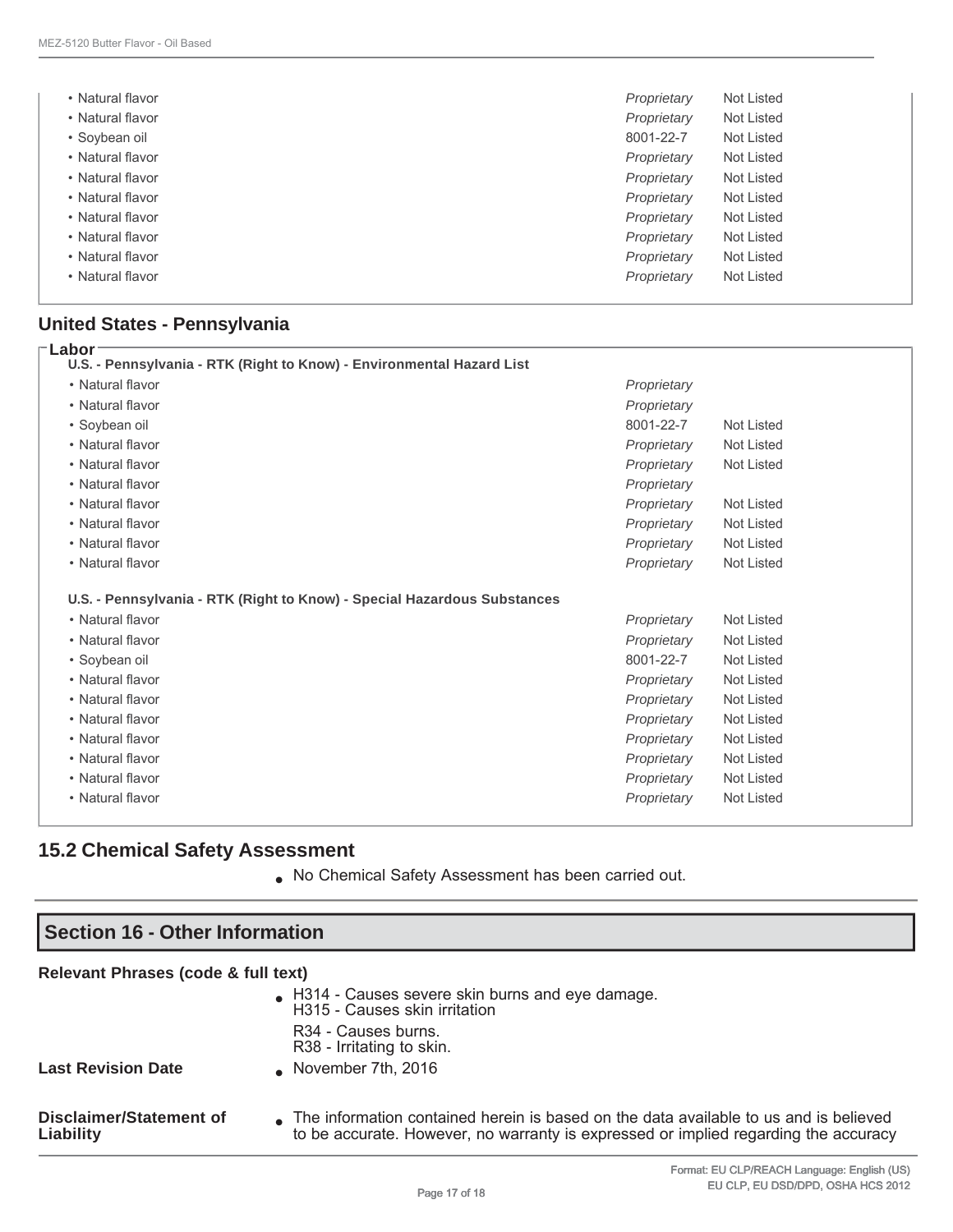| | | |
|---|---|---|
| • Natural flavor | *Proprietary* | Not Listed |
| • Natural flavor | *Proprietary* | Not Listed |
| • Soybean oil | 8001-22-7 | Not Listed |
| • Natural flavor | *Proprietary* | Not Listed |
| • Natural flavor | *Proprietary* | Not Listed |
| • Natural flavor | *Proprietary* | Not Listed |
| • Natural flavor | *Proprietary* | Not Listed |
| • Natural flavor | *Proprietary* | Not Listed |
| • Natural flavor | *Proprietary* | Not Listed |
| • Natural flavor | *Proprietary* | Not Listed |

## United States - Pennsylvania

**Labor**

**U.S. - Pennsylvania - RTK (Right to Know) - Environmental Hazard List**

| | | |
|---|---|---|
| • Natural flavor | *Proprietary* | |
| • Natural flavor | *Proprietary* | |
| • Soybean oil | 8001-22-7 | Not Listed |
| • Natural flavor | *Proprietary* | Not Listed |
| • Natural flavor | *Proprietary* | Not Listed |
| • Natural flavor | *Proprietary* | |
| • Natural flavor | *Proprietary* | Not Listed |
| • Natural flavor | *Proprietary* | Not Listed |
| • Natural flavor | *Proprietary* | Not Listed |
| • Natural flavor | *Proprietary* | Not Listed |

**U.S. - Pennsylvania - RTK (Right to Know) - Special Hazardous Substances**

| | | |
|---|---|---|
| • Natural flavor | *Proprietary* | Not Listed |
| • Natural flavor | *Proprietary* | Not Listed |
| • Soybean oil | 8001-22-7 | Not Listed |
| • Natural flavor | *Proprietary* | Not Listed |
| • Natural flavor | *Proprietary* | Not Listed |
| • Natural flavor | *Proprietary* | Not Listed |
| • Natural flavor | *Proprietary* | Not Listed |
| • Natural flavor | *Proprietary* | Not Listed |
| • Natural flavor | *Proprietary* | Not Listed |
| • Natural flavor | *Proprietary* | Not Listed |

## 15.2 Chemical Safety Assessment

- No Chemical Safety Assessment has been carried out.

## Section 16 - Other Information

**Relevant Phrases (code & full text)**

- H314 - Causes severe skin burns and eye damage.
  H315 - Causes skin irritation
  R34 - Causes burns.
  R38 - Irritating to skin.

**Last Revision Date**

- November 7th, 2016

**Disclaimer/Statement of Liability**

- The information contained herein is based on the data available to us and is believed to be accurate. However, no warranty is expressed or implied regarding the accuracy

Format: EU CLP/REACH Language: English (US)
EU CLP, EU DSD/DPD, OSHA HCS 2012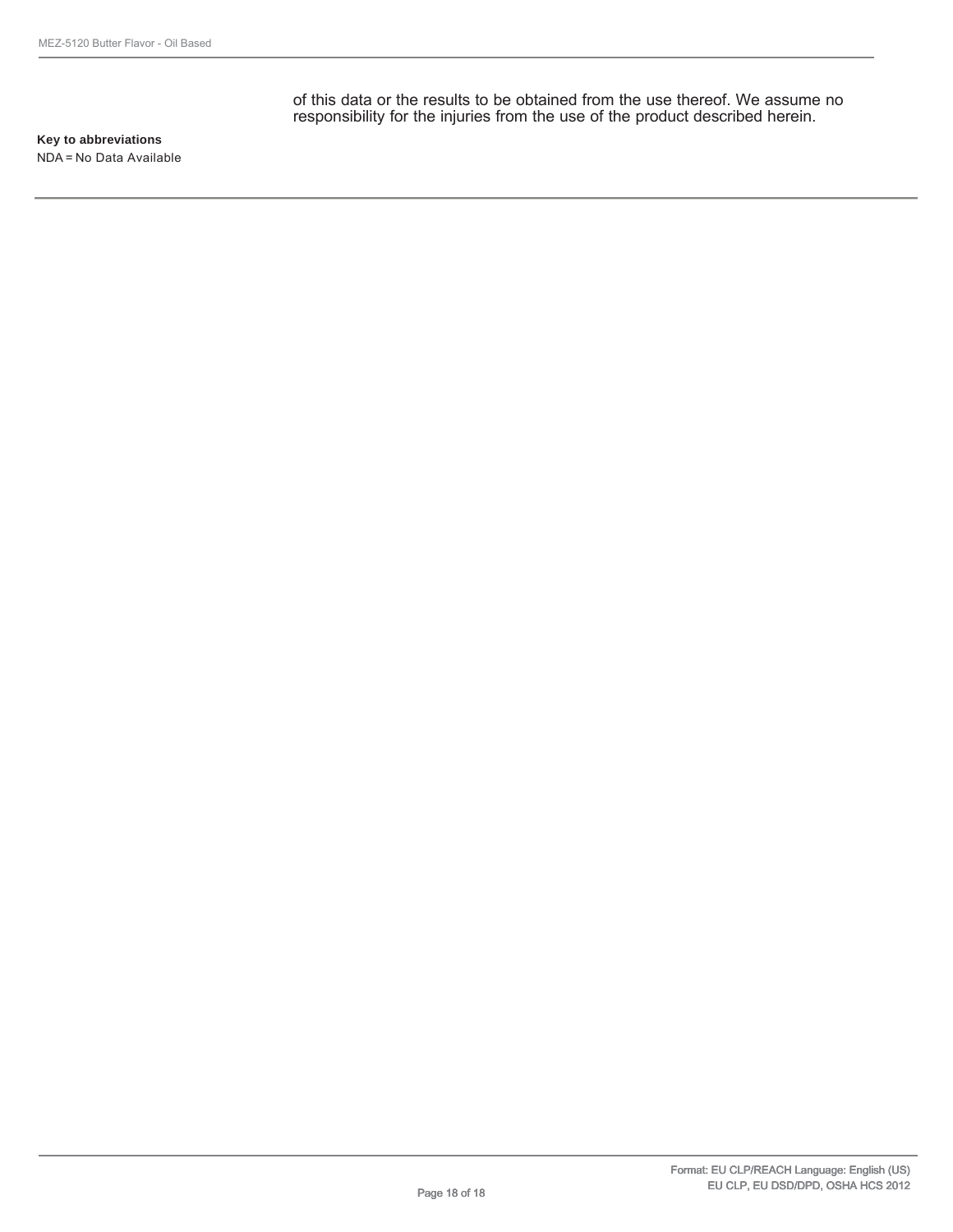of this data or the results to be obtained from the use thereof. We assume no responsibility for the injuries from the use of the product described herein.

**Key to abbreviations**

NDA = No Data Available